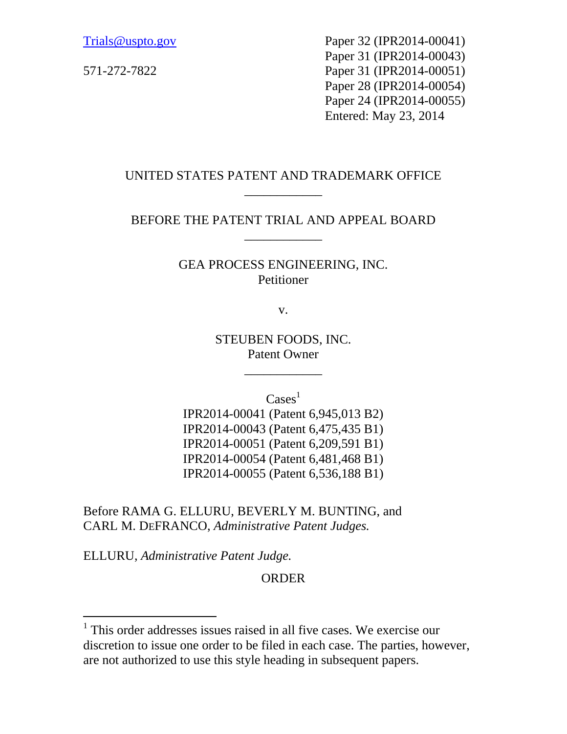Trials@uspto.gov

571-272-7822

Paper 32 (IPR2014-00041)
Paper 31 (IPR2014-00043)
Paper 31 (IPR2014-00051)
Paper 28 (IPR2014-00054)
Paper 24 (IPR2014-00055)
Entered: May 23, 2014

UNITED STATES PATENT AND TRADEMARK OFFICE

---

BEFORE THE PATENT TRIAL AND APPEAL BOARD

---

GEA PROCESS ENGINEERING, INC.
Petitioner

v.

STEUBEN FOODS, INC.
Patent Owner

---

Cases[1]
IPR2014-00041 (Patent 6,945,013 B2)
IPR2014-00043 (Patent 6,475,435 B1)
IPR2014-00051 (Patent 6,209,591 B1)
IPR2014-00054 (Patent 6,481,468 B1)
IPR2014-00055 (Patent 6,536,188 B1)

Before RAMA G. ELLURU, BEVERLY M. BUNTING, and CARL M. DEFRANCO, *Administrative Patent Judges.*

ELLURU, *Administrative Patent Judge.*

ORDER

---

[1] This order addresses issues raised in all five cases. We exercise our discretion to issue one order to be filed in each case. The parties, however, are not authorized to use this style heading in subsequent papers.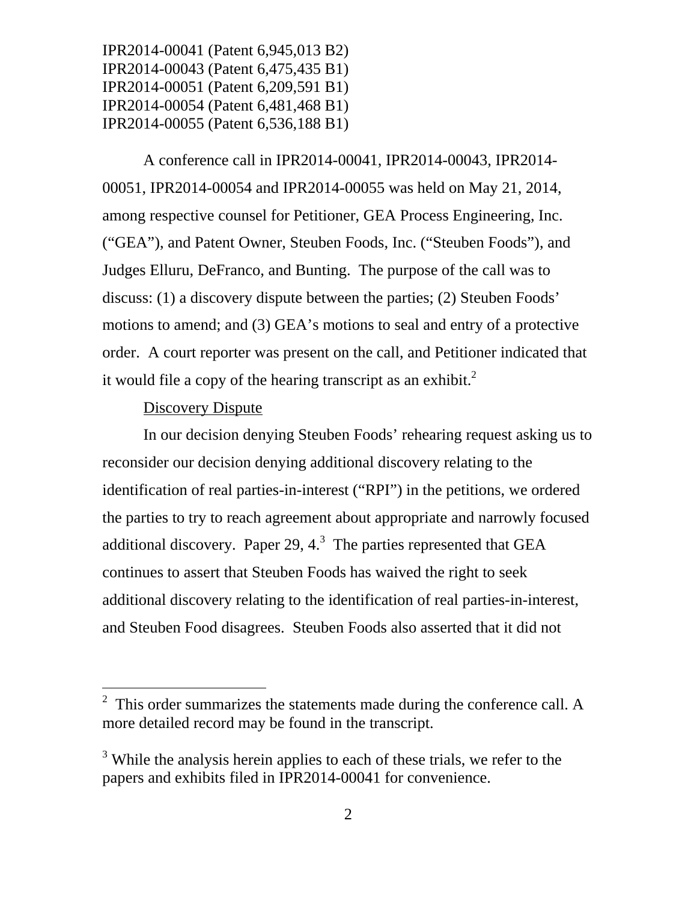IPR2014-00041 (Patent 6,945,013 B2)
IPR2014-00043 (Patent 6,475,435 B1)
IPR2014-00051 (Patent 6,209,591 B1)
IPR2014-00054 (Patent 6,481,468 B1)
IPR2014-00055 (Patent 6,536,188 B1)

A conference call in IPR2014-00041, IPR2014-00043, IPR2014-00051, IPR2014-00054 and IPR2014-00055 was held on May 21, 2014, among respective counsel for Petitioner, GEA Process Engineering, Inc. ("GEA"), and Patent Owner, Steuben Foods, Inc. ("Steuben Foods"), and Judges Elluru, DeFranco, and Bunting. The purpose of the call was to discuss: (1) a discovery dispute between the parties; (2) Steuben Foods' motions to amend; and (3) GEA's motions to seal and entry of a protective order. A court reporter was present on the call, and Petitioner indicated that it would file a copy of the hearing transcript as an exhibit.[2]

Discovery Dispute

In our decision denying Steuben Foods' rehearing request asking us to reconsider our decision denying additional discovery relating to the identification of real parties-in-interest ("RPI") in the petitions, we ordered the parties to try to reach agreement about appropriate and narrowly focused additional discovery. Paper 29, 4.[3] The parties represented that GEA continues to assert that Steuben Foods has waived the right to seek additional discovery relating to the identification of real parties-in-interest, and Steuben Food disagrees. Steuben Foods also asserted that it did not

[2] This order summarizes the statements made during the conference call. A more detailed record may be found in the transcript.

[3] While the analysis herein applies to each of these trials, we refer to the papers and exhibits filed in IPR2014-00041 for convenience.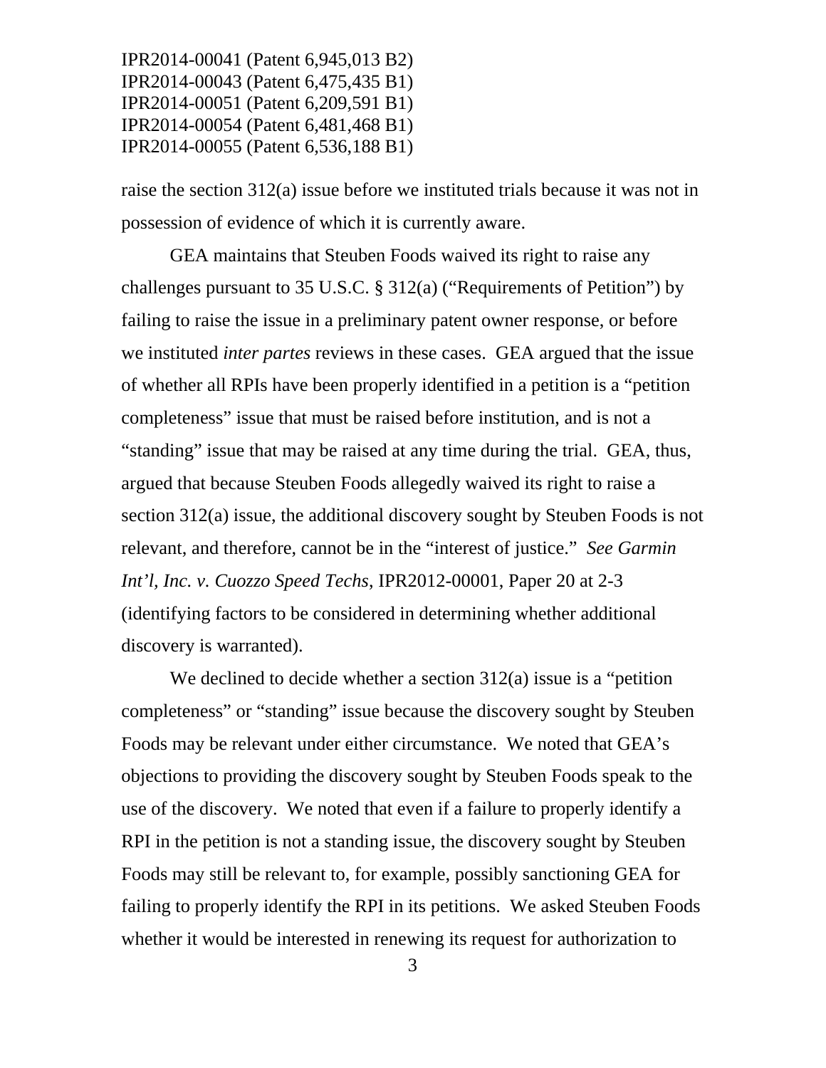raise the section 312(a) issue before we instituted trials because it was not in possession of evidence of which it is currently aware.

GEA maintains that Steuben Foods waived its right to raise any challenges pursuant to 35 U.S.C. § 312(a) ("Requirements of Petition") by failing to raise the issue in a preliminary patent owner response, or before we instituted *inter partes* reviews in these cases. GEA argued that the issue of whether all RPIs have been properly identified in a petition is a "petition completeness" issue that must be raised before institution, and is not a "standing" issue that may be raised at any time during the trial. GEA, thus, argued that because Steuben Foods allegedly waived its right to raise a section 312(a) issue, the additional discovery sought by Steuben Foods is not relevant, and therefore, cannot be in the "interest of justice." *See Garmin Int'l, Inc. v. Cuozzo Speed Techs*, IPR2012-00001, Paper 20 at 2-3 (identifying factors to be considered in determining whether additional discovery is warranted).

We declined to decide whether a section 312(a) issue is a "petition completeness" or "standing" issue because the discovery sought by Steuben Foods may be relevant under either circumstance. We noted that GEA's objections to providing the discovery sought by Steuben Foods speak to the use of the discovery. We noted that even if a failure to properly identify a RPI in the petition is not a standing issue, the discovery sought by Steuben Foods may still be relevant to, for example, possibly sanctioning GEA for failing to properly identify the RPI in its petitions. We asked Steuben Foods whether it would be interested in renewing its request for authorization to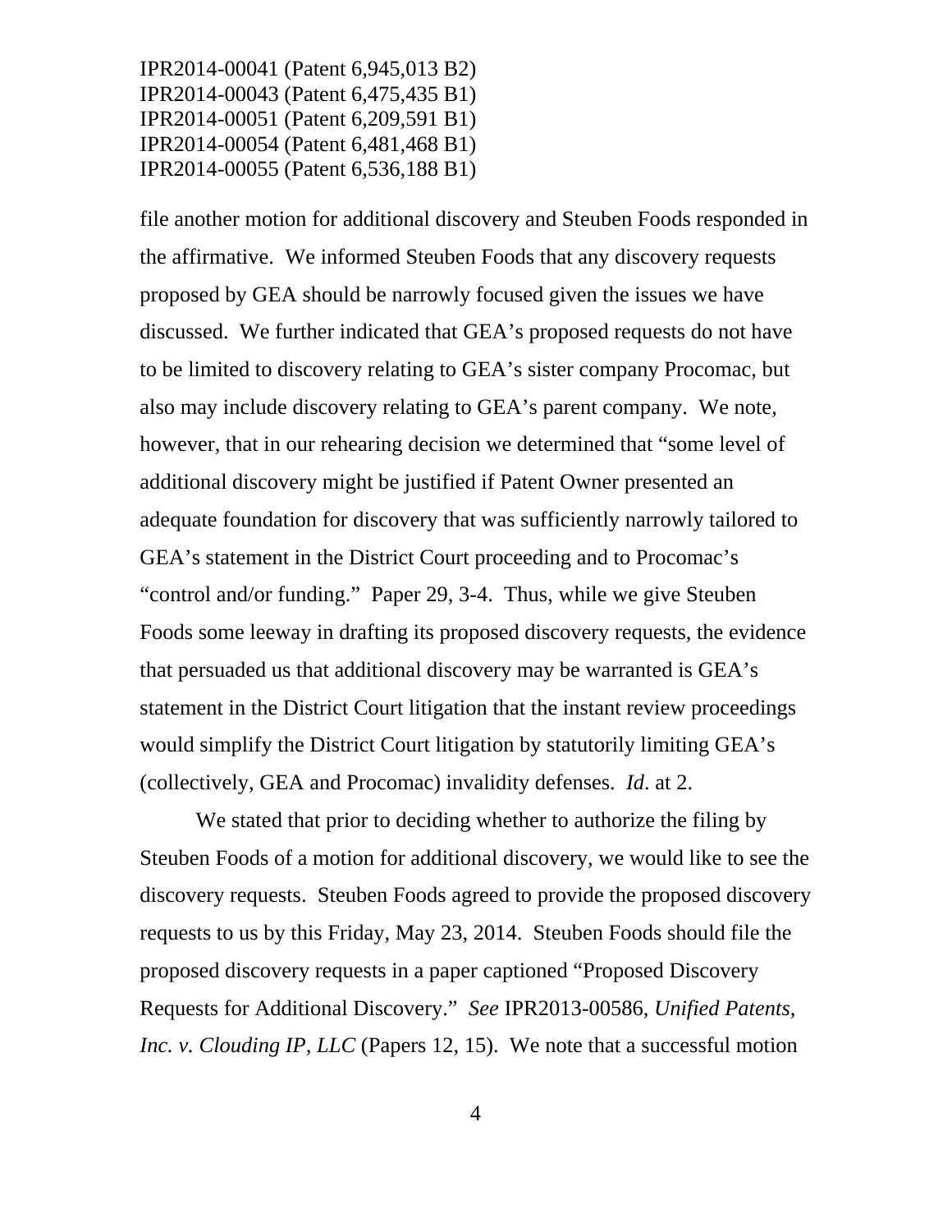file another motion for additional discovery and Steuben Foods responded in the affirmative. We informed Steuben Foods that any discovery requests proposed by GEA should be narrowly focused given the issues we have discussed. We further indicated that GEA's proposed requests do not have to be limited to discovery relating to GEA's sister company Procomac, but also may include discovery relating to GEA's parent company. We note, however, that in our rehearing decision we determined that "some level of additional discovery might be justified if Patent Owner presented an adequate foundation for discovery that was sufficiently narrowly tailored to GEA's statement in the District Court proceeding and to Procomac's "control and/or funding." Paper 29, 3-4. Thus, while we give Steuben Foods some leeway in drafting its proposed discovery requests, the evidence that persuaded us that additional discovery may be warranted is GEA's statement in the District Court litigation that the instant review proceedings would simplify the District Court litigation by statutorily limiting GEA's (collectively, GEA and Procomac) invalidity defenses. *Id*. at 2.

We stated that prior to deciding whether to authorize the filing by Steuben Foods of a motion for additional discovery, we would like to see the discovery requests. Steuben Foods agreed to provide the proposed discovery requests to us by this Friday, May 23, 2014. Steuben Foods should file the proposed discovery requests in a paper captioned "Proposed Discovery Requests for Additional Discovery." *See* IPR2013-00586, *Unified Patents, Inc. v. Clouding IP, LLC* (Papers 12, 15). We note that a successful motion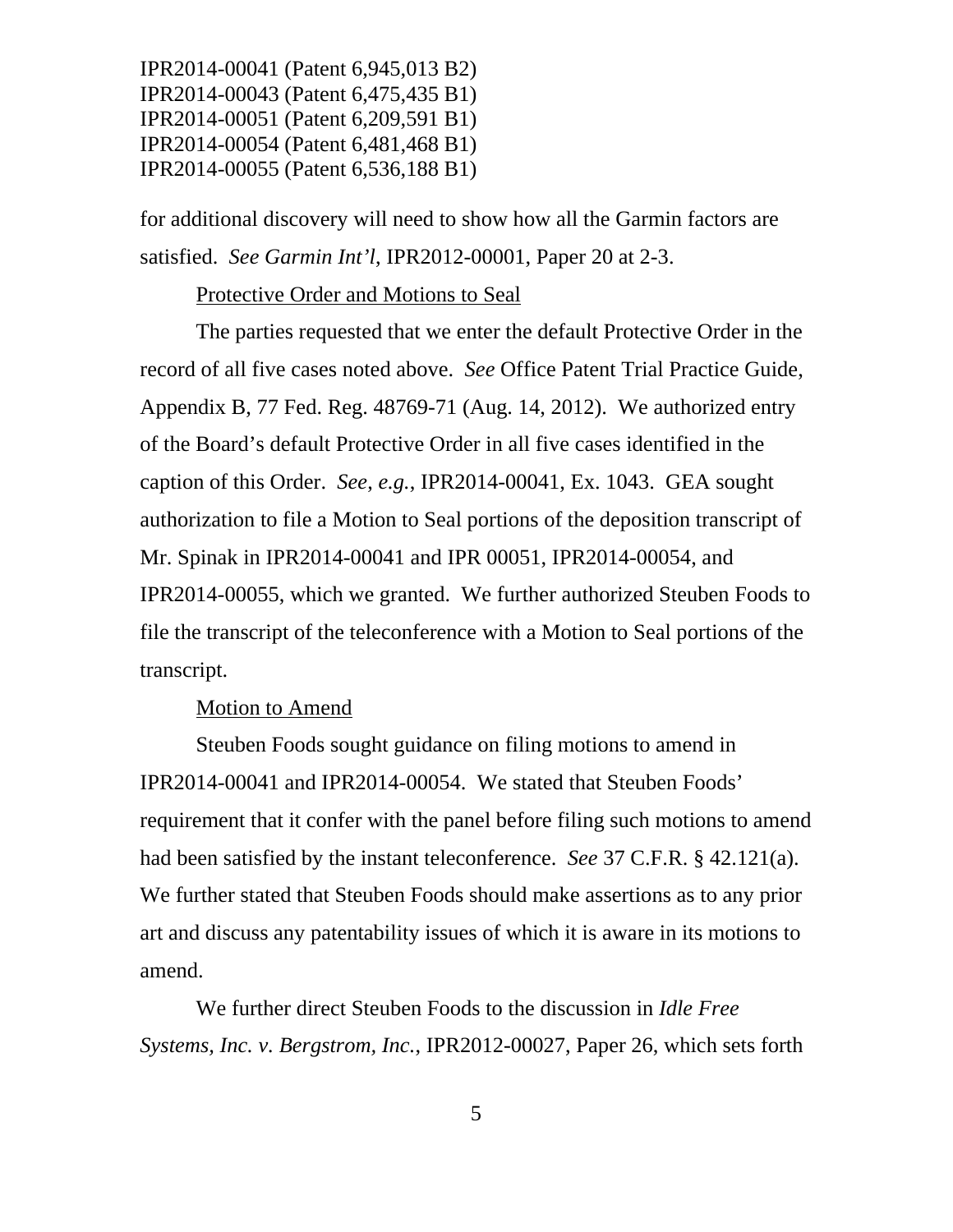for additional discovery will need to show how all the Garmin factors are satisfied. *See Garmin Int'l*, IPR2012-00001, Paper 20 at 2-3.

Protective Order and Motions to Seal

The parties requested that we enter the default Protective Order in the record of all five cases noted above. *See* Office Patent Trial Practice Guide, Appendix B, 77 Fed. Reg. 48769-71 (Aug. 14, 2012). We authorized entry of the Board's default Protective Order in all five cases identified in the caption of this Order. *See*, *e.g.*, IPR2014-00041, Ex. 1043. GEA sought authorization to file a Motion to Seal portions of the deposition transcript of Mr. Spinak in IPR2014-00041 and IPR 00051, IPR2014-00054, and IPR2014-00055, which we granted. We further authorized Steuben Foods to file the transcript of the teleconference with a Motion to Seal portions of the transcript.

Motion to Amend

Steuben Foods sought guidance on filing motions to amend in IPR2014-00041 and IPR2014-00054. We stated that Steuben Foods' requirement that it confer with the panel before filing such motions to amend had been satisfied by the instant teleconference. *See* 37 C.F.R. § 42.121(a). We further stated that Steuben Foods should make assertions as to any prior art and discuss any patentability issues of which it is aware in its motions to amend.

We further direct Steuben Foods to the discussion in *Idle Free Systems, Inc. v. Bergstrom, Inc.*, IPR2012-00027, Paper 26, which sets forth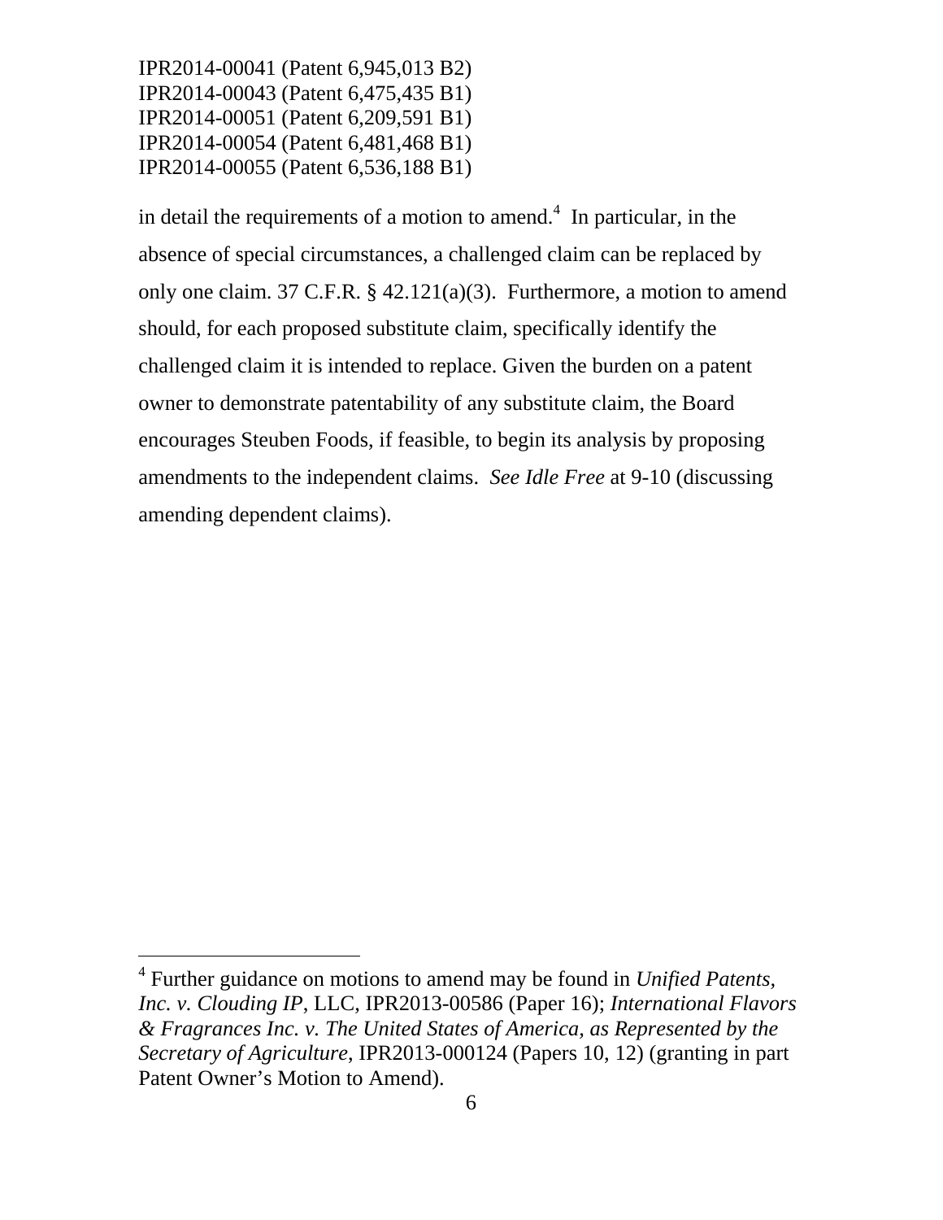in detail the requirements of a motion to amend.[4] In particular, in the absence of special circumstances, a challenged claim can be replaced by only one claim. 37 C.F.R. § 42.121(a)(3). Furthermore, a motion to amend should, for each proposed substitute claim, specifically identify the challenged claim it is intended to replace. Given the burden on a patent owner to demonstrate patentability of any substitute claim, the Board encourages Steuben Foods, if feasible, to begin its analysis by proposing amendments to the independent claims. *See Idle Free* at 9-10 (discussing amending dependent claims).

---

[4] Further guidance on motions to amend may be found in *Unified Patents, Inc. v. Clouding IP*, LLC, IPR2013-00586 (Paper 16); *International Flavors & Fragrances Inc. v. The United States of America, as Represented by the Secretary of Agriculture*, IPR2013-000124 (Papers 10, 12) (granting in part Patent Owner's Motion to Amend).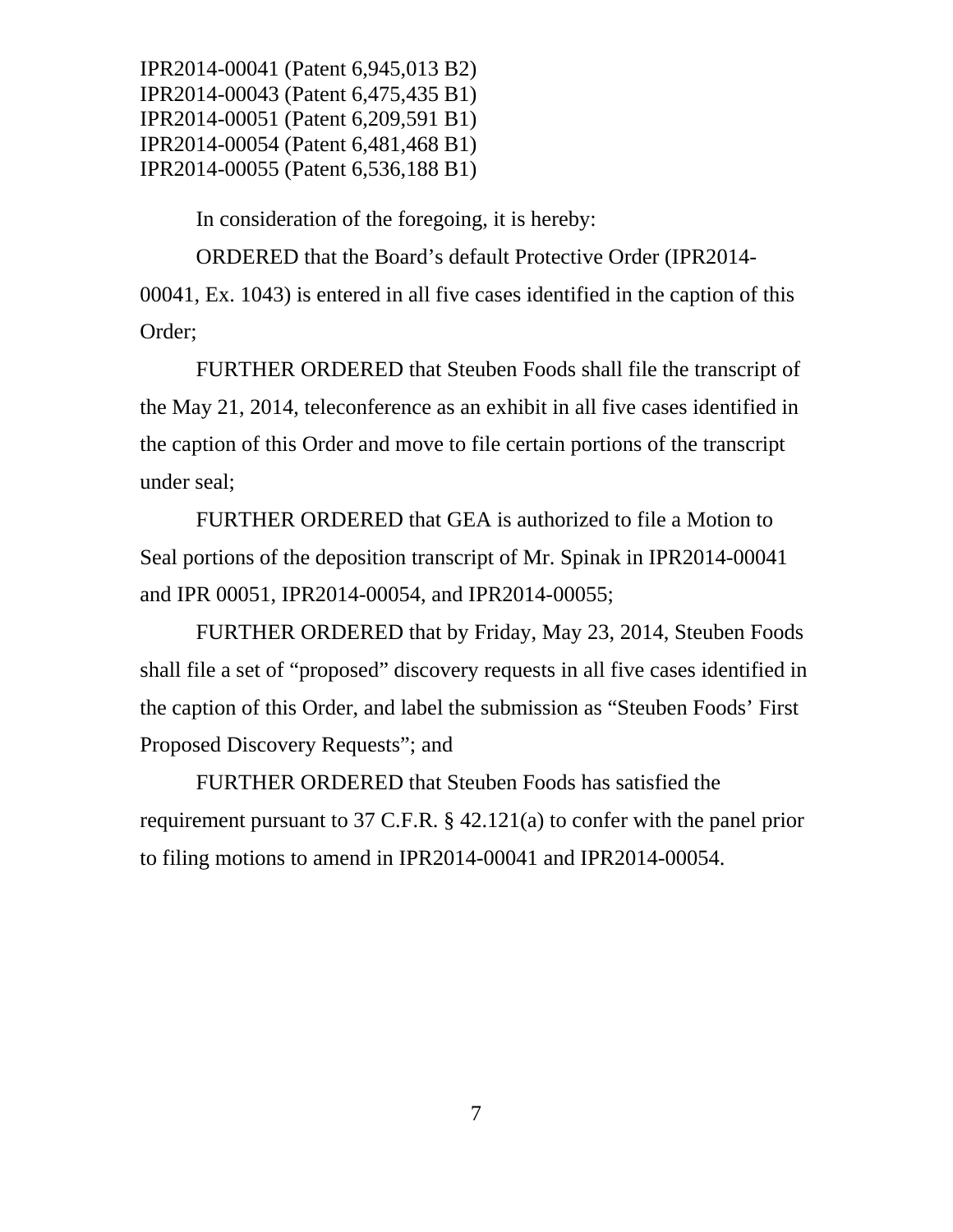IPR2014-00041 (Patent 6,945,013 B2)
IPR2014-00043 (Patent 6,475,435 B1)
IPR2014-00051 (Patent 6,209,591 B1)
IPR2014-00054 (Patent 6,481,468 B1)
IPR2014-00055 (Patent 6,536,188 B1)

In consideration of the foregoing, it is hereby:

ORDERED that the Board's default Protective Order (IPR2014-00041, Ex. 1043) is entered in all five cases identified in the caption of this Order;

FURTHER ORDERED that Steuben Foods shall file the transcript of the May 21, 2014, teleconference as an exhibit in all five cases identified in the caption of this Order and move to file certain portions of the transcript under seal;

FURTHER ORDERED that GEA is authorized to file a Motion to Seal portions of the deposition transcript of Mr. Spinak in IPR2014-00041 and IPR 00051, IPR2014-00054, and IPR2014-00055;

FURTHER ORDERED that by Friday, May 23, 2014, Steuben Foods shall file a set of "proposed" discovery requests in all five cases identified in the caption of this Order, and label the submission as "Steuben Foods' First Proposed Discovery Requests"; and

FURTHER ORDERED that Steuben Foods has satisfied the requirement pursuant to 37 C.F.R. § 42.121(a) to confer with the panel prior to filing motions to amend in IPR2014-00041 and IPR2014-00054.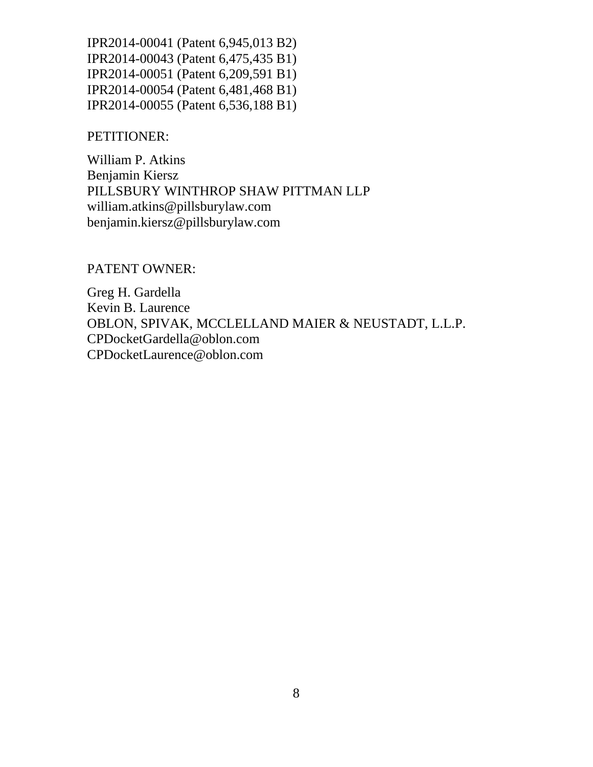IPR2014-00041 (Patent 6,945,013 B2)
IPR2014-00043 (Patent 6,475,435 B1)
IPR2014-00051 (Patent 6,209,591 B1)
IPR2014-00054 (Patent 6,481,468 B1)
IPR2014-00055 (Patent 6,536,188 B1)

PETITIONER:

William P. Atkins
Benjamin Kiersz
PILLSBURY WINTHROP SHAW PITTMAN LLP
william.atkins@pillsburylaw.com
benjamin.kiersz@pillsburylaw.com

PATENT OWNER:

Greg H. Gardella
Kevin B. Laurence
OBLON, SPIVAK, MCCLELLAND MAIER & NEUSTADT, L.L.P.
CPDocketGardella@oblon.com
CPDocketLaurence@oblon.com